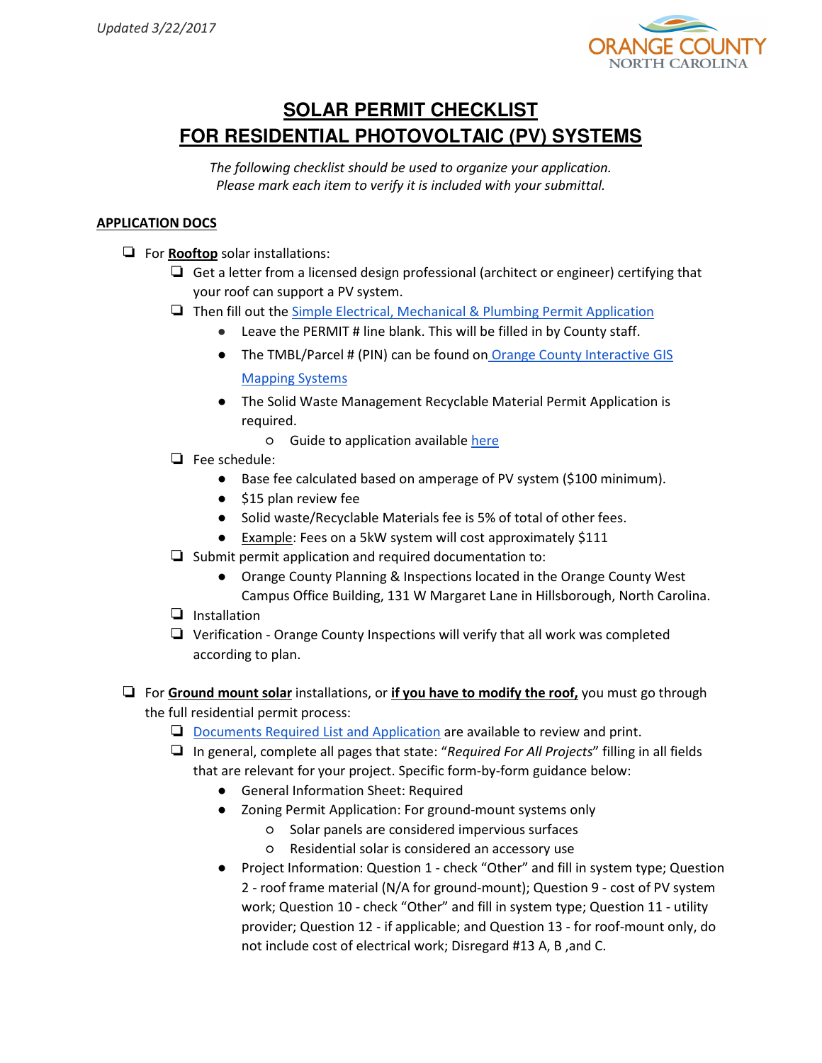*Updated 3/22/2017*

ORANGE COUNTY
NORTH CAROLINA

# SOLAR PERMIT CHECKLIST
# FOR RESIDENTIAL PHOTOVOLTAIC (PV) SYSTEMS

*The following checklist should be used to organize your application.*
*Please mark each item to verify it is included with your submittal.*

## APPLICATION DOCS

- ❏ For **Rooftop** solar installations:
  - ❏ Get a letter from a licensed design professional (architect or engineer) certifying that your roof can support a PV system.
  - ❏ Then fill out the Simple Electrical, Mechanical & Plumbing Permit Application
    - Leave the PERMIT # line blank. This will be filled in by County staff.
    - The TMBL/Parcel # (PIN) can be found on Orange County Interactive GIS Mapping Systems
    - The Solid Waste Management Recyclable Material Permit Application is required.
      - Guide to application available here
  - ❏ Fee schedule:
    - Base fee calculated based on amperage of PV system ($100 minimum).
    - $15 plan review fee
    - Solid waste/Recyclable Materials fee is 5% of total of other fees.
    - Example: Fees on a 5kW system will cost approximately $111
  - ❏ Submit permit application and required documentation to:
    - Orange County Planning & Inspections located in the Orange County West Campus Office Building, 131 W Margaret Lane in Hillsborough, North Carolina.
  - ❏ Installation
  - ❏ Verification - Orange County Inspections will verify that all work was completed according to plan.

- ❏ For **Ground mount solar** installations, or **if you have to modify the roof,** you must go through the full residential permit process:
  - ❏ Documents Required List and Application are available to review and print.
  - ❏ In general, complete all pages that state: "*Required For All Projects*" filling in all fields that are relevant for your project. Specific form-by-form guidance below:
    - General Information Sheet: Required
    - Zoning Permit Application: For ground-mount systems only
      - Solar panels are considered impervious surfaces
      - Residential solar is considered an accessory use
    - Project Information: Question 1 - check "Other" and fill in system type; Question 2 - roof frame material (N/A for ground-mount); Question 9 - cost of PV system work; Question 10 - check "Other" and fill in system type; Question 11 - utility provider; Question 12 - if applicable; and Question 13 - for roof-mount only, do not include cost of electrical work; Disregard #13 A, B ,and C.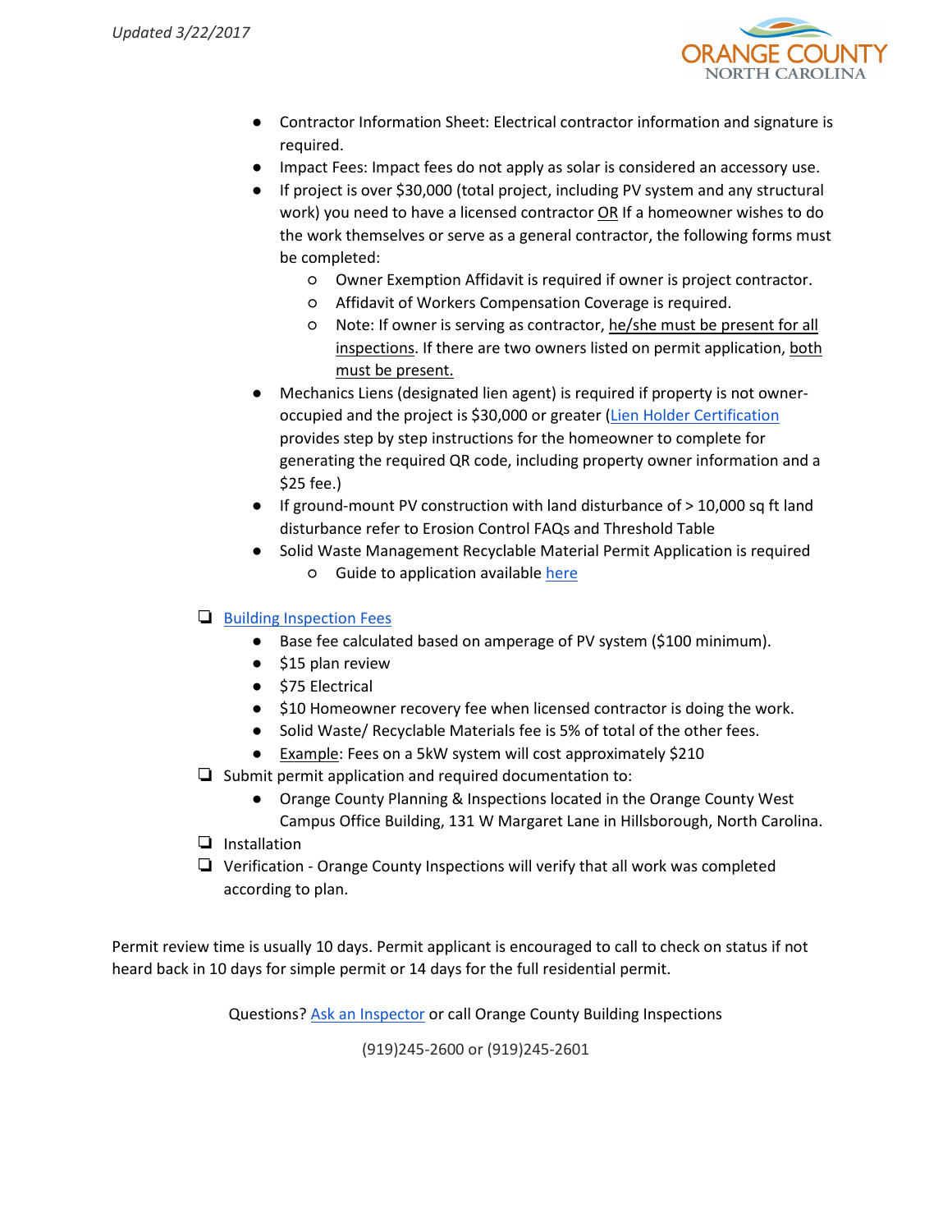- Contractor Information Sheet: Electrical contractor information and signature is required.
- Impact Fees: Impact fees do not apply as solar is considered an accessory use.
- If project is over $30,000 (total project, including PV system and any structural work) you need to have a licensed contractor OR If a homeowner wishes to do the work themselves or serve as a general contractor, the following forms must be completed:
  - Owner Exemption Affidavit is required if owner is project contractor.
  - Affidavit of Workers Compensation Coverage is required.
  - Note: If owner is serving as contractor, he/she must be present for all inspections. If there are two owners listed on permit application, both must be present.
- Mechanics Liens (designated lien agent) is required if property is not owner-occupied and the project is $30,000 or greater (Lien Holder Certification provides step by step instructions for the homeowner to complete for generating the required QR code, including property owner information and a $25 fee.)
- If ground-mount PV construction with land disturbance of > 10,000 sq ft land disturbance refer to Erosion Control FAQs and Threshold Table
- Solid Waste Management Recyclable Material Permit Application is required
  - Guide to application available here

- [ ] Building Inspection Fees
  - Base fee calculated based on amperage of PV system ($100 minimum).
  - $15 plan review
  - $75 Electrical
  - $10 Homeowner recovery fee when licensed contractor is doing the work.
  - Solid Waste/ Recyclable Materials fee is 5% of total of the other fees.
  - Example: Fees on a 5kW system will cost approximately $210
- [ ] Submit permit application and required documentation to:
  - Orange County Planning & Inspections located in the Orange County West Campus Office Building, 131 W Margaret Lane in Hillsborough, North Carolina.
- [ ] Installation
- [ ] Verification - Orange County Inspections will verify that all work was completed according to plan.

Permit review time is usually 10 days. Permit applicant is encouraged to call to check on status if not heard back in 10 days for simple permit or 14 days for the full residential permit.

Questions? Ask an Inspector or call Orange County Building Inspections

(919)245-2600 or (919)245-2601